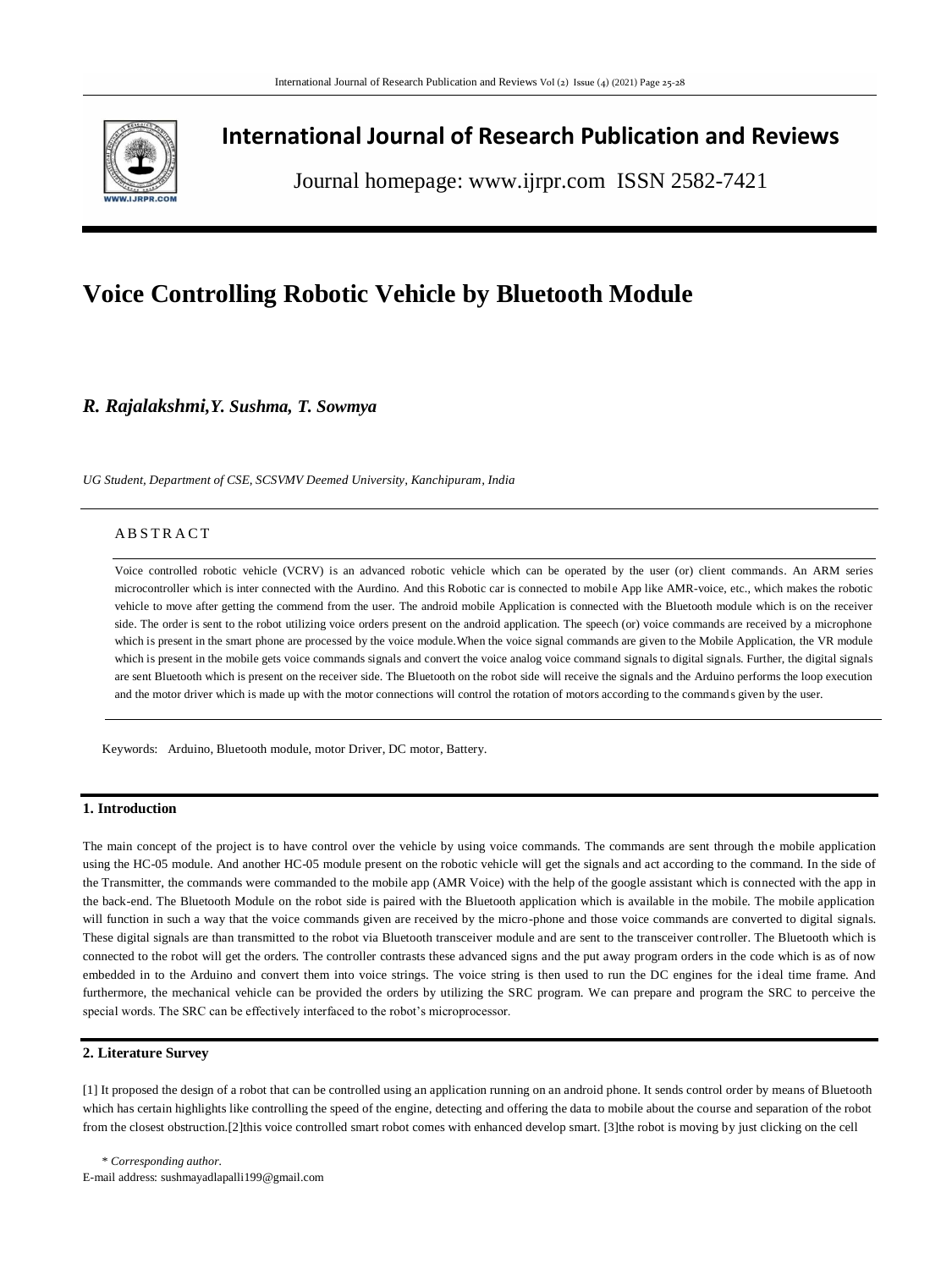# International Journal of Research Publication and Reviews

Journal homepage: www.ijrpr.com ISSN 2582-7421

# Voice Controlling Robotic Vehicle by Bluetooth Module

***R. Rajalakshmi,Y. Sushma, T. Sowmya***

*UG Student, Department of CSE, SCSVMV Deemed University, Kanchipuram, India*

## ABSTRACT

Voice controlled robotic vehicle (VCRV) is an advanced robotic vehicle which can be operated by the user (or) client commands. An ARM series microcontroller which is inter connected with the Aurdino. And this Robotic car is connected to mobile App like AMR-voice, etc., which makes the robotic vehicle to move after getting the commend from the user. The android mobile Application is connected with the Bluetooth module which is on the receiver side. The order is sent to the robot utilizing voice orders present on the android application. The speech (or) voice commands are received by a microphone which is present in the smart phone are processed by the voice module.When the voice signal commands are given to the Mobile Application, the VR module which is present in the mobile gets voice commands signals and convert the voice analog voice command signals to digital signals. Further, the digital signals are sent Bluetooth which is present on the receiver side. The Bluetooth on the robot side will receive the signals and the Arduino performs the loop execution and the motor driver which is made up with the motor connections will control the rotation of motors according to the commands given by the user.

Keywords: Arduino, Bluetooth module, motor Driver, DC motor, Battery.

## 1. Introduction

The main concept of the project is to have control over the vehicle by using voice commands. The commands are sent through the mobile application using the HC-05 module. And another HC-05 module present on the robotic vehicle will get the signals and act according to the command. In the side of the Transmitter, the commands were commanded to the mobile app (AMR Voice) with the help of the google assistant which is connected with the app in the back-end. The Bluetooth Module on the robot side is paired with the Bluetooth application which is available in the mobile. The mobile application will function in such a way that the voice commands given are received by the micro-phone and those voice commands are converted to digital signals. These digital signals are than transmitted to the robot via Bluetooth transceiver module and are sent to the transceiver controller. The Bluetooth which is connected to the robot will get the orders. The controller contrasts these advanced signs and the put away program orders in the code which is as of now embedded in to the Arduino and convert them into voice strings. The voice string is then used to run the DC engines for the ideal time frame. And furthermore, the mechanical vehicle can be provided the orders by utilizing the SRC program. We can prepare and program the SRC to perceive the special words. The SRC can be effectively interfaced to the robot's microprocessor.

## 2. Literature Survey

[1] It proposed the design of a robot that can be controlled using an application running on an android phone. It sends control order by means of Bluetooth which has certain highlights like controlling the speed of the engine, detecting and offering the data to mobile about the course and separation of the robot from the closest obstruction.[2]this voice controlled smart robot comes with enhanced develop smart. [3]the robot is moving by just clicking on the cell

\* *Corresponding author.*
E-mail address: sushmayadlapalli199@gmail.com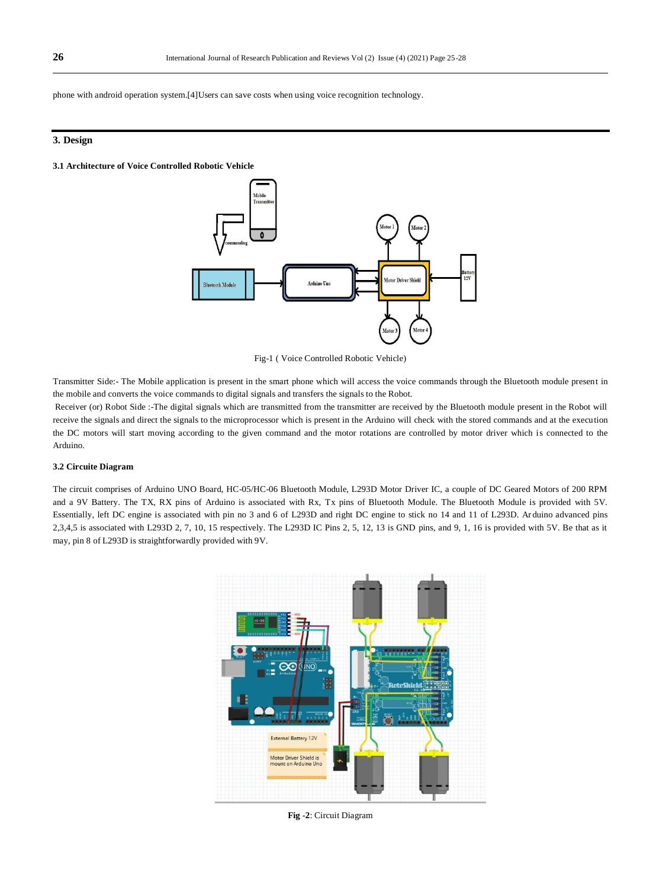phone with android operation system.[4]Users can save costs when using voice recognition technology.

## 3. Design

### 3.1 Architecture of Voice Controlled Robotic Vehicle

Fig-1 ( Voice Controlled Robotic Vehicle)

Transmitter Side:- The Mobile application is present in the smart phone which will access the voice commands through the Bluetooth module present in the mobile and converts the voice commands to digital signals and transfers the signals to the Robot.

Receiver (or) Robot Side :-The digital signals which are transmitted from the transmitter are received by the Bluetooth module present in the Robot will receive the signals and direct the signals to the microprocessor which is present in the Arduino will check with the stored commands and at the execution the DC motors will start moving according to the given command and the motor rotations are controlled by motor driver which is connected to the Arduino.

### 3.2 Circuite Diagram

The circuit comprises of Arduino UNO Board, HC-05/HC-06 Bluetooth Module, L293D Motor Driver IC, a couple of DC Geared Motors of 200 RPM and a 9V Battery. The TX, RX pins of Arduino is associated with Rx, Tx pins of Bluetooth Module. The Bluetooth Module is provided with 5V. Essentially, left DC engine is associated with pin no 3 and 6 of L293D and right DC engine to stick no 14 and 11 of L293D. Arduino advanced pins 2,3,4,5 is associated with L293D 2, 7, 10, 15 respectively. The L293D IC Pins 2, 5, 12, 13 is GND pins, and 9, 1, 16 is provided with 5V. Be that as it may, pin 8 of L293D is straightforwardly provided with 9V.

**Fig -2**: Circuit Diagram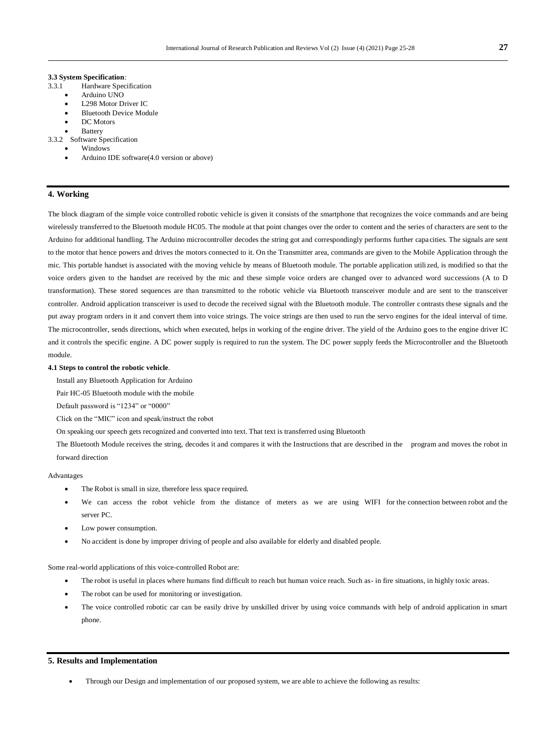**3.3 System Specification**:

3.3.1 Hardware Specification

- Arduino UNO
- L298 Motor Driver IC
- Bluetooth Device Module
- DC Motors
- Battery

3.3.2 Software Specification

- Windows
- Arduino IDE software(4.0 version or above)

## 4. Working

The block diagram of the simple voice controlled robotic vehicle is given it consists of the smartphone that recognizes the voice commands and are being wirelessly transferred to the Bluetooth module HC05. The module at that point changes over the order to content and the series of characters are sent to the Arduino for additional handling. The Arduino microcontroller decodes the string got and correspondingly performs further capacities. The signals are sent to the motor that hence powers and drives the motors connected to it. On the Transmitter area, commands are given to the Mobile Application through the mic. This portable handset is associated with the moving vehicle by means of Bluetooth module. The portable application utilized, is modified so that the voice orders given to the handset are received by the mic and these simple voice orders are changed over to advanced word successions (A to D transformation). These stored sequences are than transmitted to the robotic vehicle via Bluetooth transceiver module and are sent to the transceiver controller. Android application transceiver is used to decode the received signal with the Bluetooth module. The controller contrasts these signals and the put away program orders in it and convert them into voice strings. The voice strings are then used to run the servo engines for the ideal interval of time. The microcontroller, sends directions, which when executed, helps in working of the engine driver. The yield of the Arduino goes to the engine driver IC and it controls the specific engine. A DC power supply is required to run the system. The DC power supply feeds the Microcontroller and the Bluetooth module.

**4.1 Steps to control the robotic vehicle**.

Install any Bluetooth Application for Arduino

Pair HC-05 Bluetooth module with the mobile

Default password is "1234" or "0000"

Click on the "MIC" icon and speak/instruct the robot

On speaking our speech gets recognized and converted into text. That text is transferred using Bluetooth

The Bluetooth Module receives the string, decodes it and compares it with the Instructions that are described in the program and moves the robot in forward direction

Advantages

- The Robot is small in size, therefore less space required.
- We can access the robot vehicle from the distance of meters as we are using WIFI for the connection between robot and the server PC.
- Low power consumption.
- No accident is done by improper driving of people and also available for elderly and disabled people.

Some real-world applications of this voice-controlled Robot are:

- The robot is useful in places where humans find difficult to reach but human voice reach. Such as- in fire situations, in highly toxic areas.
- The robot can be used for monitoring or investigation.
- The voice controlled robotic car can be easily drive by unskilled driver by using voice commands with help of android application in smart phone.

## 5. Results and Implementation

- Through our Design and implementation of our proposed system, we are able to achieve the following as results: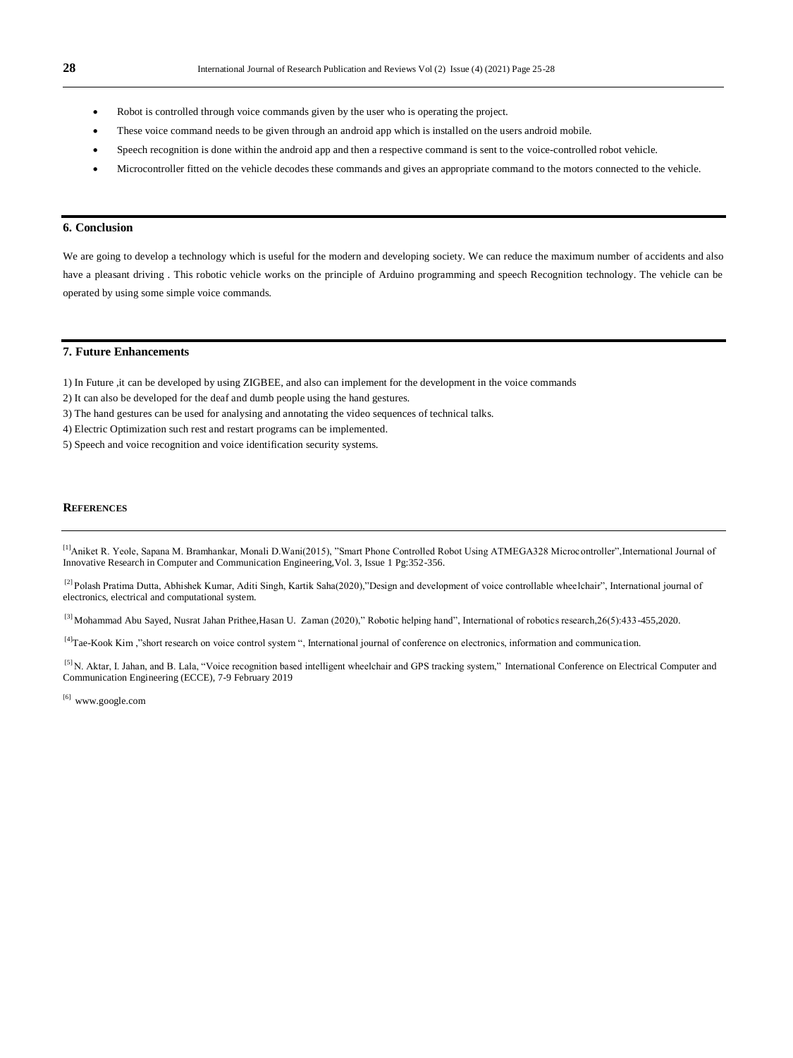- Robot is controlled through voice commands given by the user who is operating the project.
- These voice command needs to be given through an android app which is installed on the users android mobile.
- Speech recognition is done within the android app and then a respective command is sent to the voice-controlled robot vehicle.
- Microcontroller fitted on the vehicle decodes these commands and gives an appropriate command to the motors connected to the vehicle.

## 6. Conclusion

We are going to develop a technology which is useful for the modern and developing society. We can reduce the maximum number of accidents and also have a pleasant driving . This robotic vehicle works on the principle of Arduino programming and speech Recognition technology. The vehicle can be operated by using some simple voice commands.

## 7. Future Enhancements

1) In Future ,it can be developed by using ZIGBEE, and also can implement for the development in the voice commands
2) It can also be developed for the deaf and dumb people using the hand gestures.
3) The hand gestures can be used for analysing and annotating the video sequences of technical talks.
4) Electric Optimization such rest and restart programs can be implemented.
5) Speech and voice recognition and voice identification security systems.

## REFERENCES

[1] Aniket R. Yeole, Sapana M. Bramhankar, Monali D.Wani(2015), "Smart Phone Controlled Robot Using ATMEGA328 Microcontroller",International Journal of Innovative Research in Computer and Communication Engineering,Vol. 3, Issue 1 Pg:352-356.

[2] Polash Pratima Dutta, Abhishek Kumar, Aditi Singh, Kartik Saha(2020),"Design and development of voice controllable wheelchair", International journal of electronics, electrical and computational system.

[3] Mohammad Abu Sayed, Nusrat Jahan Prithee,Hasan U. Zaman (2020)," Robotic helping hand", International of robotics research,26(5):433-455,2020.

[4] Tae-Kook Kim ,"short research on voice control system ", International journal of conference on electronics, information and communication.

[5] N. Aktar, I. Jahan, and B. Lala, "Voice recognition based intelligent wheelchair and GPS tracking system," International Conference on Electrical Computer and Communication Engineering (ECCE), 7-9 February 2019

[6] www.google.com